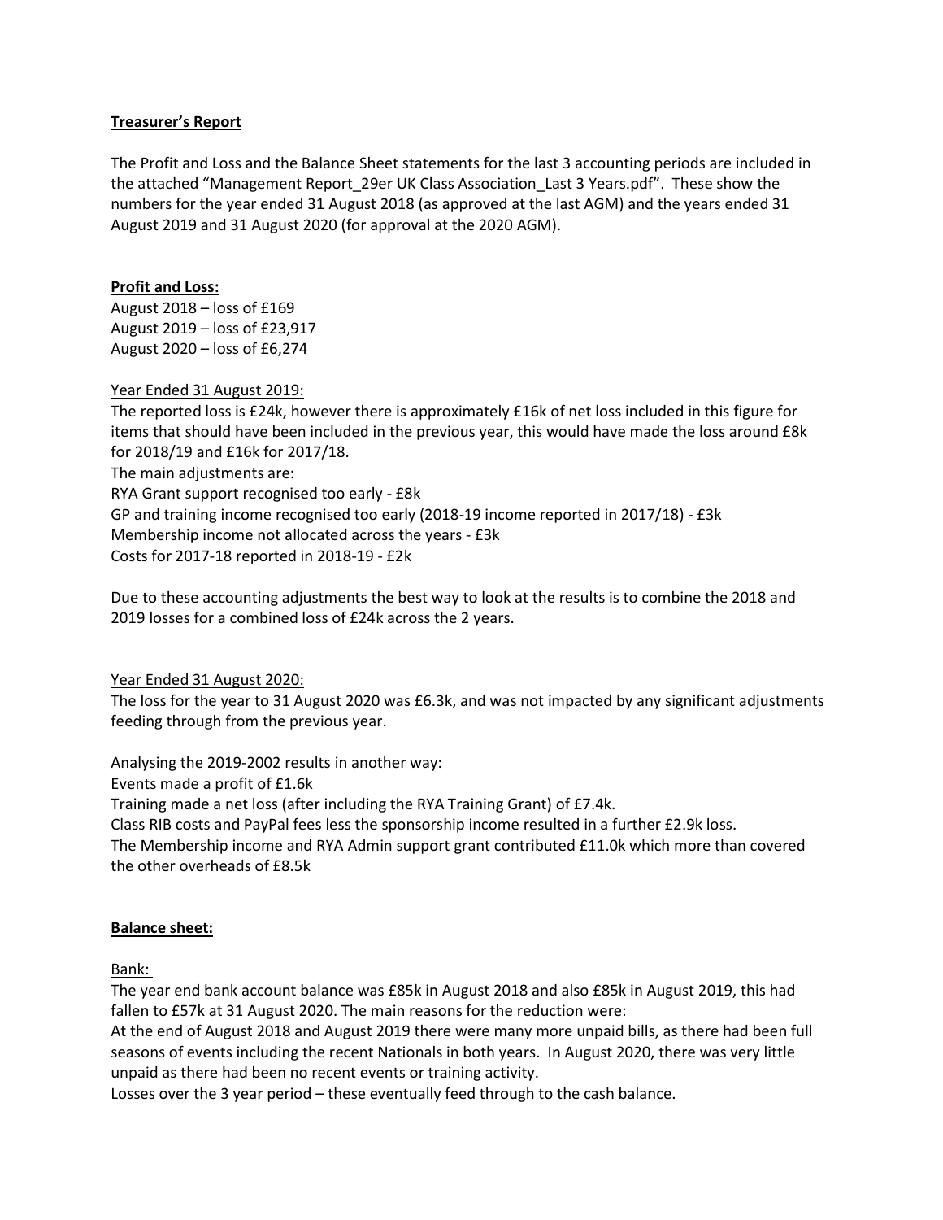## Treasurer's Report

The Profit and Loss and the Balance Sheet statements for the last 3 accounting periods are included in the attached "Management Report_29er UK Class Association_Last 3 Years.pdf". These show the numbers for the year ended 31 August 2018 (as approved at the last AGM) and the years ended 31 August 2019 and 31 August 2020 (for approval at the 2020 AGM).

### Profit and Loss:

August 2018 – loss of £169
August 2019 – loss of £23,917
August 2020 – loss of £6,274

Year Ended 31 August 2019:

The reported loss is £24k, however there is approximately £16k of net loss included in this figure for items that should have been included in the previous year, this would have made the loss around £8k for 2018/19 and £16k for 2017/18.
The main adjustments are:
RYA Grant support recognised too early - £8k
GP and training income recognised too early (2018-19 income reported in 2017/18) - £3k
Membership income not allocated across the years - £3k
Costs for 2017-18 reported in 2018-19 - £2k

Due to these accounting adjustments the best way to look at the results is to combine the 2018 and 2019 losses for a combined loss of £24k across the 2 years.

Year Ended 31 August 2020:

The loss for the year to 31 August 2020 was £6.3k, and was not impacted by any significant adjustments feeding through from the previous year.

Analysing the 2019-2002 results in another way:
Events made a profit of £1.6k
Training made a net loss (after including the RYA Training Grant) of £7.4k.
Class RIB costs and PayPal fees less the sponsorship income resulted in a further £2.9k loss.
The Membership income and RYA Admin support grant contributed £11.0k which more than covered the other overheads of £8.5k

### Balance sheet:

Bank:

The year end bank account balance was £85k in August 2018 and also £85k in August 2019, this had fallen to £57k at 31 August 2020. The main reasons for the reduction were:
At the end of August 2018 and August 2019 there were many more unpaid bills, as there had been full seasons of events including the recent Nationals in both years. In August 2020, there was very little unpaid as there had been no recent events or training activity.
Losses over the 3 year period – these eventually feed through to the cash balance.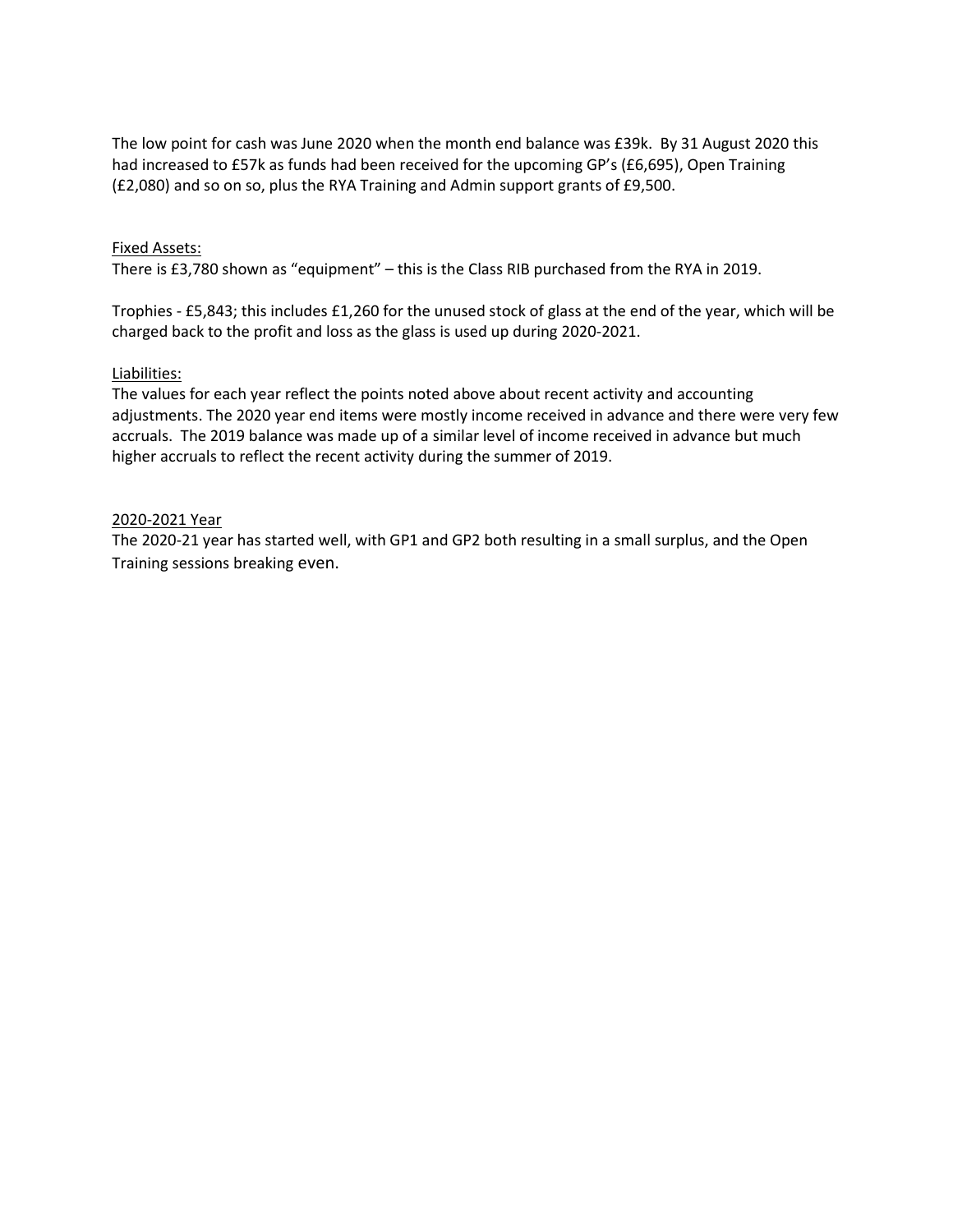The low point for cash was June 2020 when the month end balance was £39k. By 31 August 2020 this had increased to £57k as funds had been received for the upcoming GP's (£6,695), Open Training (£2,080) and so on so, plus the RYA Training and Admin support grants of £9,500.

<u>Fixed Assets:</u>

There is £3,780 shown as "equipment" – this is the Class RIB purchased from the RYA in 2019.

Trophies - £5,843; this includes £1,260 for the unused stock of glass at the end of the year, which will be charged back to the profit and loss as the glass is used up during 2020-2021.

<u>Liabilities:</u>

The values for each year reflect the points noted above about recent activity and accounting adjustments. The 2020 year end items were mostly income received in advance and there were very few accruals. The 2019 balance was made up of a similar level of income received in advance but much higher accruals to reflect the recent activity during the summer of 2019.

<u>2020-2021 Year</u>

The 2020-21 year has started well, with GP1 and GP2 both resulting in a small surplus, and the Open Training sessions breaking even.